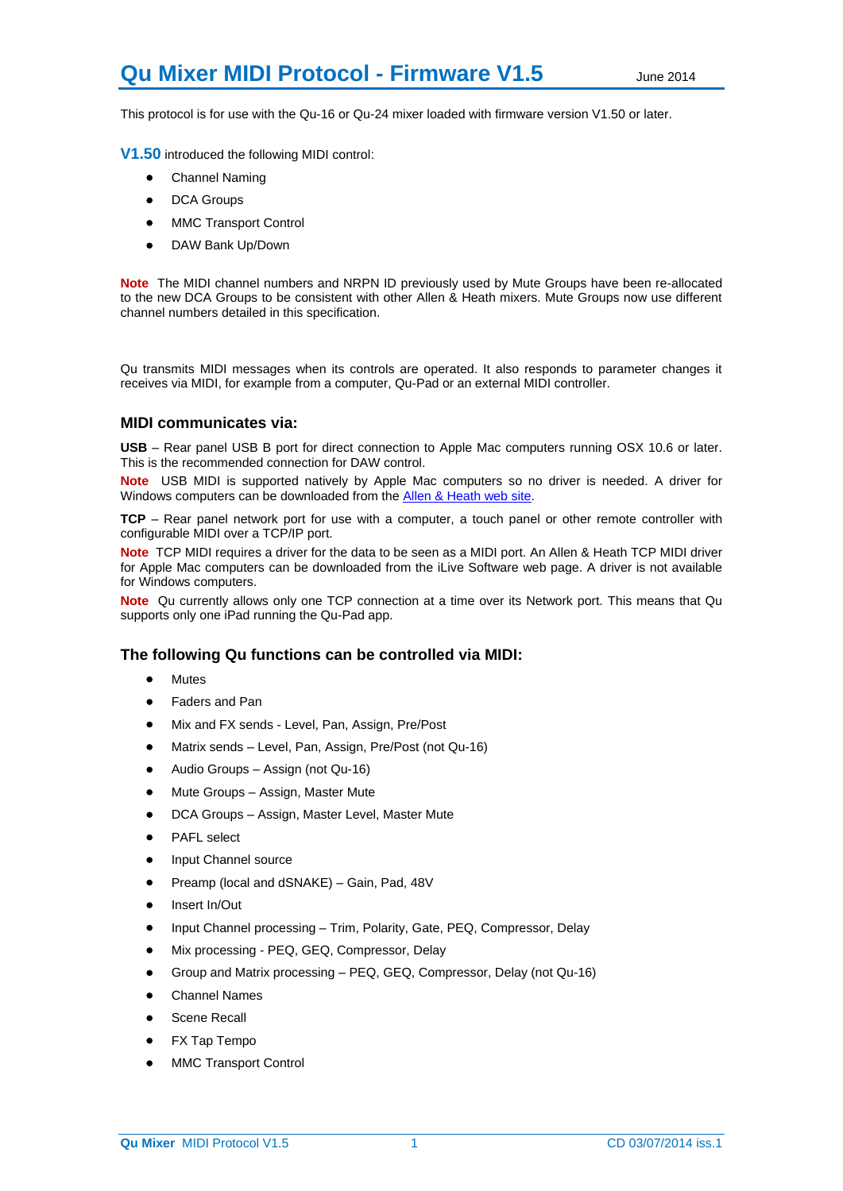# Qu Mixer MIDI Protocol - Firmware V1.5

June 2014

This protocol is for use with the Qu-16 or Qu-24 mixer loaded with firmware version V1.50 or later.

**V1.50** introduced the following MIDI control:

- Channel Naming
- DCA Groups
- MMC Transport Control
- DAW Bank Up/Down

**Note** The MIDI channel numbers and NRPN ID previously used by Mute Groups have been re-allocated to the new DCA Groups to be consistent with other Allen & Heath mixers. Mute Groups now use different channel numbers detailed in this specification.

Qu transmits MIDI messages when its controls are operated. It also responds to parameter changes it receives via MIDI, for example from a computer, Qu-Pad or an external MIDI controller.

### MIDI communicates via:

**USB** – Rear panel USB B port for direct connection to Apple Mac computers running OSX 10.6 or later. This is the recommended connection for DAW control.

**Note** USB MIDI is supported natively by Apple Mac computers so no driver is needed. A driver for Windows computers can be downloaded from the Allen & Heath web site.

**TCP** – Rear panel network port for use with a computer, a touch panel or other remote controller with configurable MIDI over a TCP/IP port.

**Note** TCP MIDI requires a driver for the data to be seen as a MIDI port. An Allen & Heath TCP MIDI driver for Apple Mac computers can be downloaded from the iLive Software web page. A driver is not available for Windows computers.

**Note** Qu currently allows only one TCP connection at a time over its Network port. This means that Qu supports only one iPad running the Qu-Pad app.

### The following Qu functions can be controlled via MIDI:

- Mutes
- Faders and Pan
- Mix and FX sends - Level, Pan, Assign, Pre/Post
- Matrix sends – Level, Pan, Assign, Pre/Post (not Qu-16)
- Audio Groups – Assign (not Qu-16)
- Mute Groups – Assign, Master Mute
- DCA Groups – Assign, Master Level, Master Mute
- PAFL select
- Input Channel source
- Preamp (local and dSNAKE) – Gain, Pad, 48V
- Insert In/Out
- Input Channel processing – Trim, Polarity, Gate, PEQ, Compressor, Delay
- Mix processing - PEQ, GEQ, Compressor, Delay
- Group and Matrix processing – PEQ, GEQ, Compressor, Delay (not Qu-16)
- Channel Names
- Scene Recall
- FX Tap Tempo
- MMC Transport Control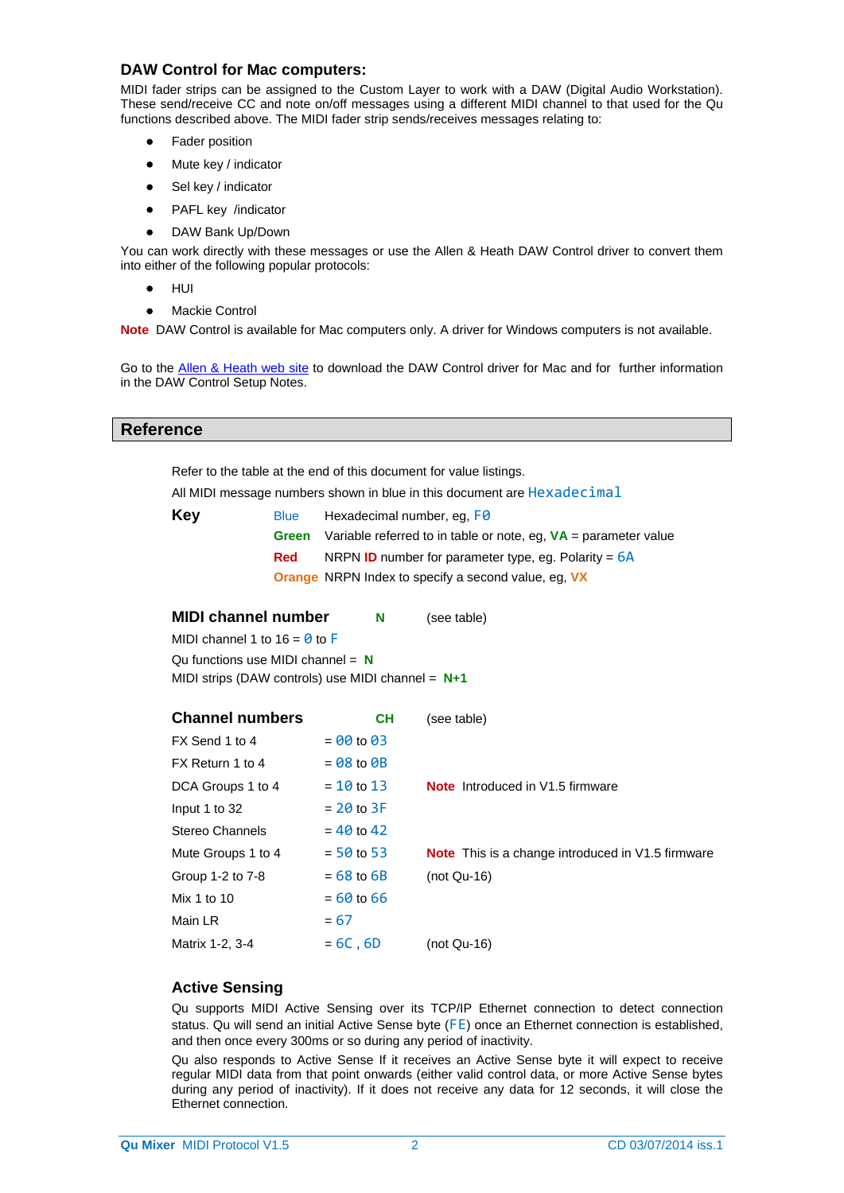### DAW Control for Mac computers:

MIDI fader strips can be assigned to the Custom Layer to work with a DAW (Digital Audio Workstation). These send/receive CC and note on/off messages using a different MIDI channel to that used for the Qu functions described above. The MIDI fader strip sends/receives messages relating to:

- Fader position
- Mute key / indicator
- Sel key / indicator
- PAFL key /indicator
- DAW Bank Up/Down

You can work directly with these messages or use the Allen & Heath DAW Control driver to convert them into either of the following popular protocols:

- HUI
- Mackie Control

**Note** DAW Control is available for Mac computers only. A driver for Windows computers is not available.

Go to the [Allen & Heath web site] to download the DAW Control driver for Mac and for further information in the DAW Control Setup Notes.

## Reference

Refer to the table at the end of this document for value listings.

All MIDI message numbers shown in blue in this document are Hexadecimal

**Key**

| | |
|---|---|
| Blue | Hexadecimal number, eg, F0 |
| **Green** | Variable referred to in table or note, eg, **VA** = parameter value |
| **Red** | NRPN **ID** number for parameter type, eg. Polarity = 6A |
| **Orange** | NRPN Index to specify a second value, eg, **VX** |

### MIDI channel number **N** (see table)

MIDI channel 1 to 16 = 0 to F

Qu functions use MIDI channel = **N**

MIDI strips (DAW controls) use MIDI channel = **N+1**

### Channel numbers **CH** (see table)

| | | |
|---|---|---|
| FX Send 1 to 4 | = 00 to 03 | |
| FX Return 1 to 4 | = 08 to 0B | |
| DCA Groups 1 to 4 | = 10 to 13 | **Note** Introduced in V1.5 firmware |
| Input 1 to 32 | = 20 to 3F | |
| Stereo Channels | = 40 to 42 | |
| Mute Groups 1 to 4 | = 50 to 53 | **Note** This is a change introduced in V1.5 firmware |
| Group 1-2 to 7-8 | = 68 to 6B | (not Qu-16) |
| Mix 1 to 10 | = 60 to 66 | |
| Main LR | = 67 | |
| Matrix 1-2, 3-4 | = 6C , 6D | (not Qu-16) |

### Active Sensing

Qu supports MIDI Active Sensing over its TCP/IP Ethernet connection to detect connection status. Qu will send an initial Active Sense byte (FE) once an Ethernet connection is established, and then once every 300ms or so during any period of inactivity.

Qu also responds to Active Sense If it receives an Active Sense byte it will expect to receive regular MIDI data from that point onwards (either valid control data, or more Active Sense bytes during any period of inactivity). If it does not receive any data for 12 seconds, it will close the Ethernet connection.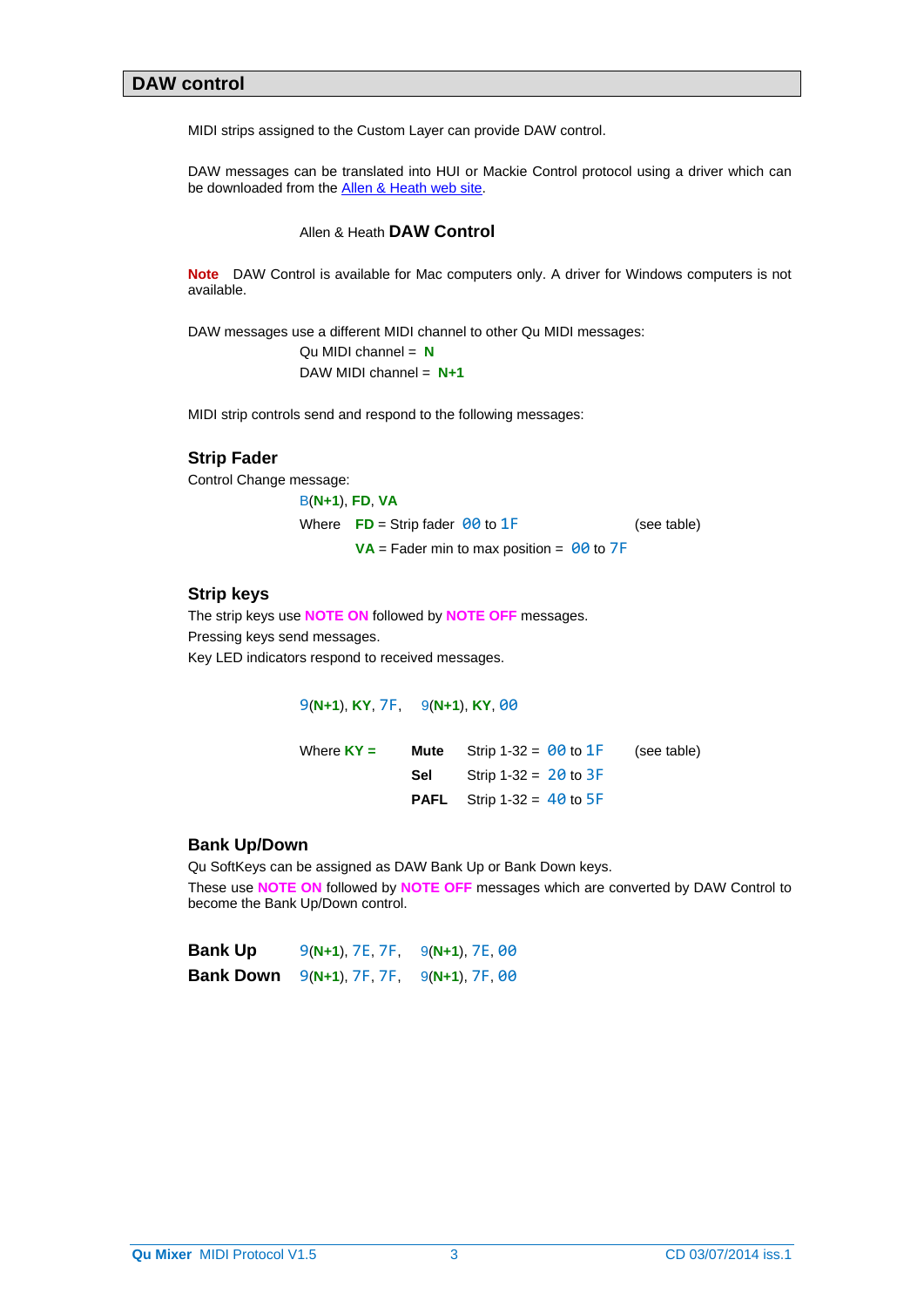## DAW control

MIDI strips assigned to the Custom Layer can provide DAW control.

DAW messages can be translated into HUI or Mackie Control protocol using a driver which can be downloaded from the Allen & Heath web site.

Allen & Heath **DAW Control**

**Note** DAW Control is available for Mac computers only. A driver for Windows computers is not available.

DAW messages use a different MIDI channel to other Qu MIDI messages:

Qu MIDI channel = **N**

DAW MIDI channel = **N+1**

MIDI strip controls send and respond to the following messages:

### Strip Fader

Control Change message:

B(**N+1**), **FD**, **VA**

Where **FD** = Strip fader 00 to 1F (see table)

**VA** = Fader min to max position = 00 to 7F

### Strip keys

The strip keys use **NOTE ON** followed by **NOTE OFF** messages.

Pressing keys send messages.

Key LED indicators respond to received messages.

9(**N+1**), **KY**, 7F, 9(**N+1**), **KY**, 00

| Where **KY =** | | | |
|---|---|---|---|
| **Mute** | Strip 1-32 = | 00 to 1F | (see table) |
| **Sel** | Strip 1-32 = | 20 to 3F | |
| **PAFL** | Strip 1-32 = | 40 to 5F | |

### Bank Up/Down

Qu SoftKeys can be assigned as DAW Bank Up or Bank Down keys.

These use **NOTE ON** followed by **NOTE OFF** messages which are converted by DAW Control to become the Bank Up/Down control.

| | | |
|---|---|---|
| **Bank Up** | 9(**N+1**), 7E, 7F, | 9(**N+1**), 7E, 00 |
| **Bank Down** | 9(**N+1**), 7F, 7F, | 9(**N+1**), 7F, 00 |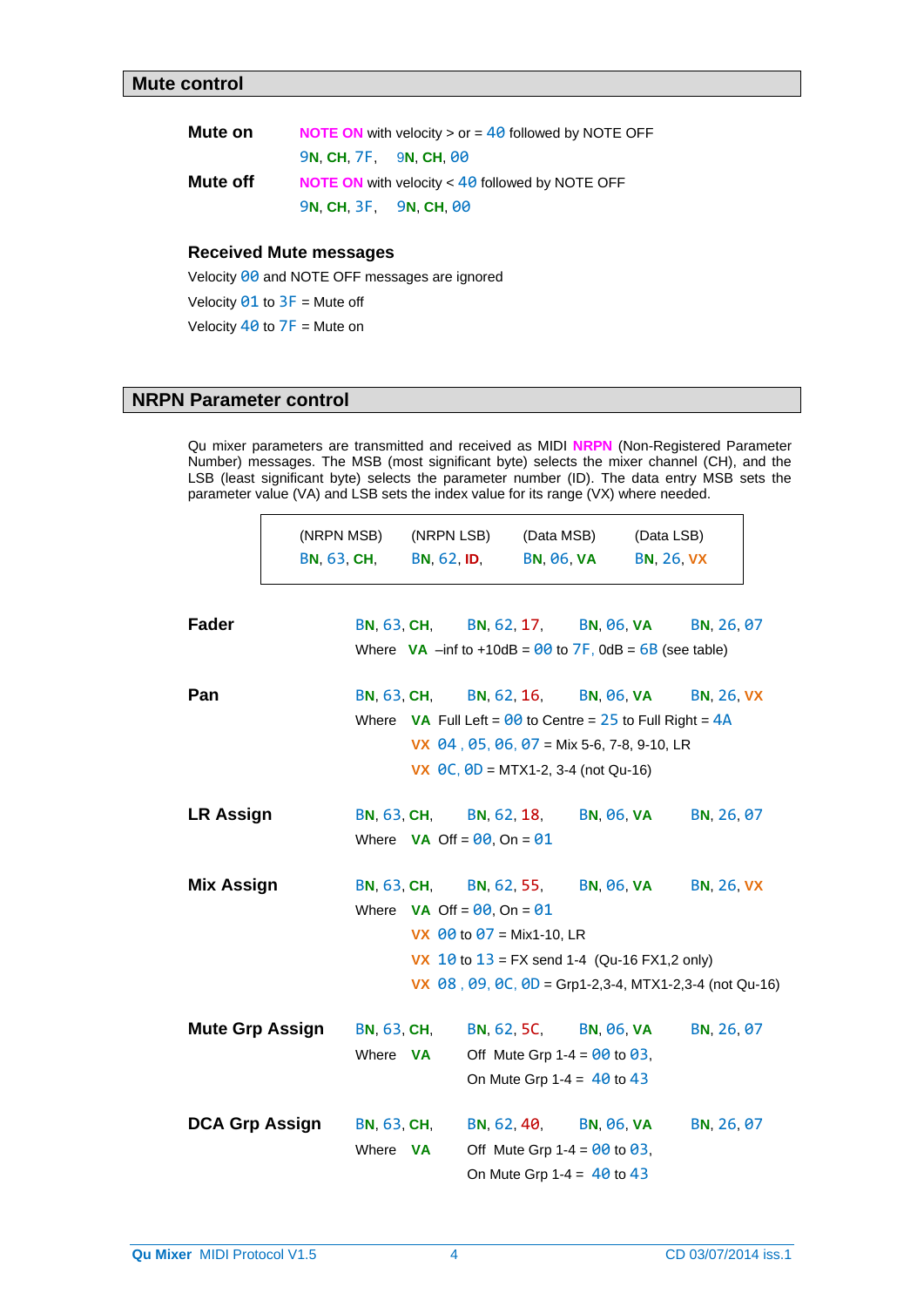## Mute control

**Mute on** — NOTE ON with velocity > or = 40 followed by NOTE OFF

9N, CH, 7F, 9N, CH, 00

**Mute off** — NOTE ON with velocity < 40 followed by NOTE OFF

9N, CH, 3F, 9N, CH, 00

### Received Mute messages

Velocity 00 and NOTE OFF messages are ignored

Velocity 01 to 3F = Mute off

Velocity 40 to 7F = Mute on

## NRPN Parameter control

Qu mixer parameters are transmitted and received as MIDI NRPN (Non-Registered Parameter Number) messages. The MSB (most significant byte) selects the mixer channel (CH), and the LSB (least significant byte) selects the parameter number (ID). The data entry MSB sets the parameter value (VA) and LSB sets the index value for its range (VX) where needed.

| (NRPN MSB) | (NRPN LSB) | (Data MSB) | (Data LSB) |
|---|---|---|---|
| BN, 63, CH, | BN, 62, ID, | BN, 06, VA | BN, 26, VX |

**Fader** — BN, 63, CH, BN, 62, 17, BN, 06, VA BN, 26, 07

Where VA –inf to +10dB = 00 to 7F, 0dB = 6B (see table)

**Pan** — BN, 63, CH, BN, 62, 16, BN, 06, VA BN, 26, VX

Where VA Full Left = 00 to Centre = 25 to Full Right = 4A

VX 04 , 05, 06, 07 = Mix 5-6, 7-8, 9-10, LR

VX 0C, 0D = MTX1-2, 3-4 (not Qu-16)

**LR Assign** — BN, 63, CH, BN, 62, 18, BN, 06, VA BN, 26, 07

Where VA Off = 00, On = 01

**Mix Assign** — BN, 63, CH, BN, 62, 55, BN, 06, VA BN, 26, VX

Where VA Off = 00, On = 01

VX 00 to 07 = Mix1-10, LR

VX 10 to 13 = FX send 1-4 (Qu-16 FX1,2 only)

VX 08 , 09, 0C, 0D = Grp1-2,3-4, MTX1-2,3-4 (not Qu-16)

**Mute Grp Assign** — BN, 63, CH, BN, 62, 5C, BN, 06, VA BN, 26, 07

Where VA Off Mute Grp 1-4 = 00 to 03,

On Mute Grp 1-4 = 40 to 43

**DCA Grp Assign** — BN, 63, CH, BN, 62, 40, BN, 06, VA BN, 26, 07

Where VA Off Mute Grp 1-4 = 00 to 03,

On Mute Grp 1-4 = 40 to 43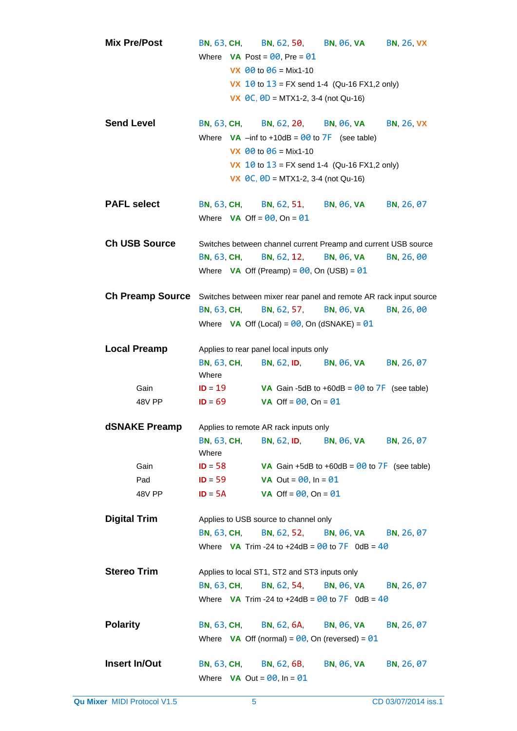**Mix Pre/Post**

BN, 63, CH,    BN, 62, 50,    BN, 06, VA    BN, 26, VX

Where  VA  Post = 00, Pre = 01
VX  00 to 06 = Mix1-10
VX  10 to 13 = FX send 1-4  (Qu-16 FX1,2 only)
VX  0C, 0D = MTX1-2, 3-4 (not Qu-16)

**Send Level**

BN, 63, CH,    BN, 62, 20,    BN, 06, VA    BN, 26, VX

Where  VA  –inf to +10dB = 00 to 7F   (see table)
VX  00 to 06 = Mix1-10
VX  10 to 13 = FX send 1-4  (Qu-16 FX1,2 only)
VX  0C, 0D = MTX1-2, 3-4 (not Qu-16)

**PAFL select**

BN, 63, CH,    BN, 62, 51,    BN, 06, VA    BN, 26, 07

Where  VA  Off = 00, On = 01

**Ch USB Source**

Switches between channel current Preamp and current USB source

BN, 63, CH,    BN, 62, 12,    BN, 06, VA    BN, 26, 00

Where  VA  Off (Preamp) = 00, On (USB) = 01

**Ch Preamp Source**

Switches between mixer rear panel and remote AR rack input source

BN, 63, CH,    BN, 62, 57,    BN, 06, VA    BN, 26, 00

Where  VA  Off (Local) = 00, On (dSNAKE) = 01

**Local Preamp**

Applies to rear panel local inputs only

BN, 63, CH,    BN, 62, ID,    BN, 06, VA    BN, 26, 07

Where

| | | |
|---|---|---|
| Gain | ID = 19 | VA  Gain -5dB to +60dB = 00 to 7F  (see table) |
| 48V PP | ID = 69 | VA  Off = 00, On = 01 |

**dSNAKE Preamp**

Applies to remote AR rack inputs only

BN, 63, CH,    BN, 62, ID,    BN, 06, VA    BN, 26, 07

Where

| | | |
|---|---|---|
| Gain | ID = 58 | VA  Gain +5dB to +60dB = 00 to 7F  (see table) |
| Pad | ID = 59 | VA  Out = 00, In = 01 |
| 48V PP | ID = 5A | VA  Off = 00, On = 01 |

**Digital Trim**

Applies to USB source to channel only

BN, 63, CH,    BN, 62, 52,    BN, 06, VA    BN, 26, 07

Where  VA  Trim -24 to +24dB = 00 to 7F   0dB = 40

**Stereo Trim**

Applies to local ST1, ST2 and ST3 inputs only

BN, 63, CH,    BN, 62, 54,    BN, 06, VA    BN, 26, 07

Where  VA  Trim -24 to +24dB = 00 to 7F   0dB = 40

**Polarity**

BN, 63, CH,    BN, 62, 6A,    BN, 06, VA    BN, 26, 07

Where  VA  Off (normal) = 00, On (reversed) = 01

**Insert In/Out**

BN, 63, CH,    BN, 62, 6B,    BN, 06, VA    BN, 26, 07

Where  VA  Out = 00, In = 01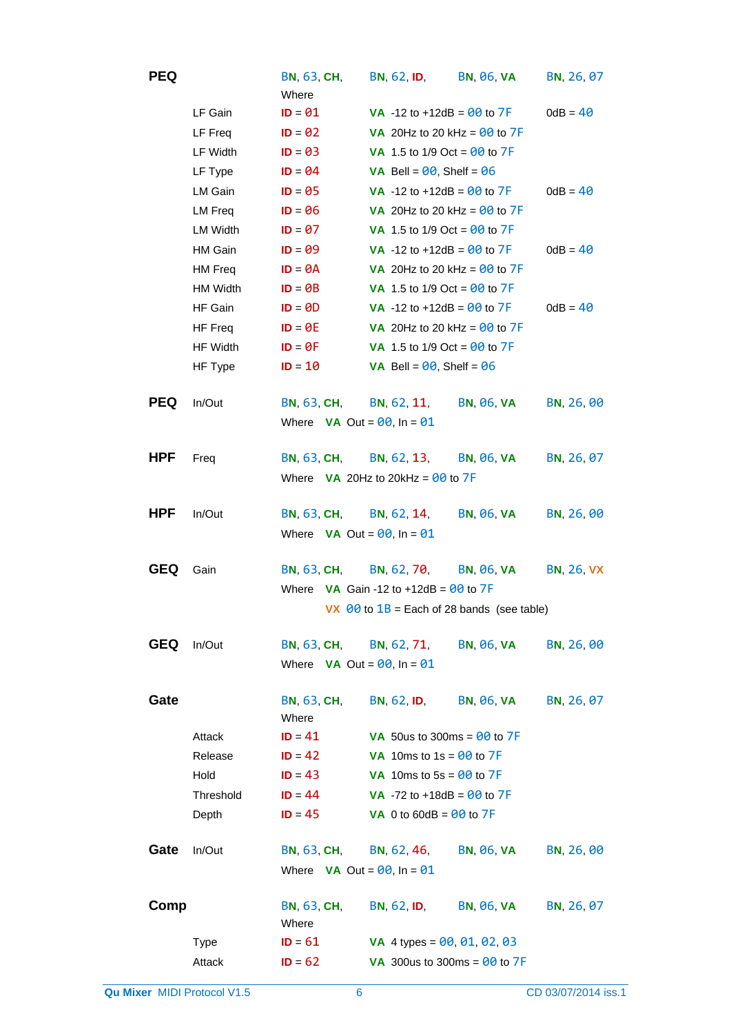| | | | | | |
|---|---|---|---|---|---|
| **PEQ** | | BN, 63, CH, | BN, 62, ID, | BN, 06, VA | BN, 26, 07 |
| | | Where | | | |
| | LF Gain | ID = 01 | VA -12 to +12dB = 00 to 7F | | 0dB = 40 |
| | LF Freq | ID = 02 | VA 20Hz to 20 kHz = 00 to 7F | | |
| | LF Width | ID = 03 | VA 1.5 to 1/9 Oct = 00 to 7F | | |
| | LF Type | ID = 04 | VA Bell = 00, Shelf = 06 | | |
| | LM Gain | ID = 05 | VA -12 to +12dB = 00 to 7F | | 0dB = 40 |
| | LM Freq | ID = 06 | VA 20Hz to 20 kHz = 00 to 7F | | |
| | LM Width | ID = 07 | VA 1.5 to 1/9 Oct = 00 to 7F | | |
| | HM Gain | ID = 09 | VA -12 to +12dB = 00 to 7F | | 0dB = 40 |
| | HM Freq | ID = 0A | VA 20Hz to 20 kHz = 00 to 7F | | |
| | HM Width | ID = 0B | VA 1.5 to 1/9 Oct = 00 to 7F | | |
| | HF Gain | ID = 0D | VA -12 to +12dB = 00 to 7F | | 0dB = 40 |
| | HF Freq | ID = 0E | VA 20Hz to 20 kHz = 00 to 7F | | |
| | HF Width | ID = 0F | VA 1.5 to 1/9 Oct = 00 to 7F | | |
| | HF Type | ID = 10 | VA Bell = 00, Shelf = 06 | | |
| **PEQ** | In/Out | BN, 63, CH, | BN, 62, 11, | BN, 06, VA | BN, 26, 00 |
| | | Where VA Out = 00, In = 01 | | | |
| **HPF** | Freq | BN, 63, CH, | BN, 62, 13, | BN, 06, VA | BN, 26, 07 |
| | | Where VA 20Hz to 20kHz = 00 to 7F | | | |
| **HPF** | In/Out | BN, 63, CH, | BN, 62, 14, | BN, 06, VA | BN, 26, 00 |
| | | Where VA Out = 00, In = 01 | | | |
| **GEQ** | Gain | BN, 63, CH, | BN, 62, 70, | BN, 06, VA | BN, 26, VX |
| | | Where VA Gain -12 to +12dB = 00 to 7F | | | |
| | | VX 00 to 1B = Each of 28 bands (see table) | | | |
| **GEQ** | In/Out | BN, 63, CH, | BN, 62, 71, | BN, 06, VA | BN, 26, 00 |
| | | Where VA Out = 00, In = 01 | | | |
| **Gate** | | BN, 63, CH, | BN, 62, ID, | BN, 06, VA | BN, 26, 07 |
| | | Where | | | |
| | Attack | ID = 41 | VA 50us to 300ms = 00 to 7F | | |
| | Release | ID = 42 | VA 10ms to 1s = 00 to 7F | | |
| | Hold | ID = 43 | VA 10ms to 5s = 00 to 7F | | |
| | Threshold | ID = 44 | VA -72 to +18dB = 00 to 7F | | |
| | Depth | ID = 45 | VA 0 to 60dB = 00 to 7F | | |
| **Gate** | In/Out | BN, 63, CH, | BN, 62, 46, | BN, 06, VA | BN, 26, 00 |
| | | Where VA Out = 00, In = 01 | | | |
| **Comp** | | BN, 63, CH, | BN, 62, ID, | BN, 06, VA | BN, 26, 07 |
| | | Where | | | |
| | Type | ID = 61 | VA 4 types = 00, 01, 02, 03 | | |
| | Attack | ID = 62 | VA 300us to 300ms = 00 to 7F | | |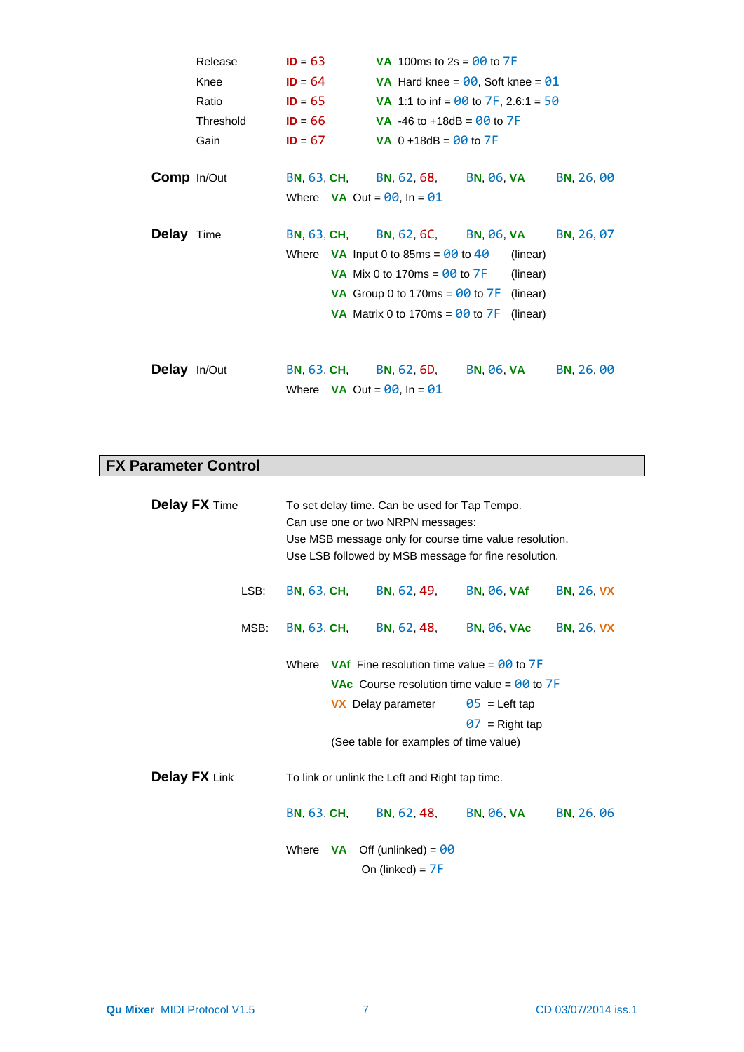| | | |
|---|---|---|
| Release | ID = 63 | VA 100ms to 2s = 00 to 7F |
| Knee | ID = 64 | VA Hard knee = 00, Soft knee = 01 |
| Ratio | ID = 65 | VA 1:1 to inf = 00 to 7F, 2.6:1 = 50 |
| Threshold | ID = 66 | VA -46 to +18dB = 00 to 7F |
| Gain | ID = 67 | VA 0 +18dB = 00 to 7F |

**Comp** In/Out BN, 63, CH, BN, 62, 68, BN, 06, VA BN, 26, 00

Where VA Out = 00, In = 01

**Delay** Time BN, 63, CH, BN, 62, 6C, BN, 06, VA BN, 26, 07

Where VA Input 0 to 85ms = 00 to 40 (linear)
VA Mix 0 to 170ms = 00 to 7F (linear)
VA Group 0 to 170ms = 00 to 7F (linear)
VA Matrix 0 to 170ms = 00 to 7F (linear)

**Delay** In/Out BN, 63, CH, BN, 62, 6D, BN, 06, VA BN, 26, 00

Where VA Out = 00, In = 01

## FX Parameter Control

**Delay FX** Time

To set delay time. Can be used for Tap Tempo.
Can use one or two NRPN messages:
Use MSB message only for course time value resolution.
Use LSB followed by MSB message for fine resolution.

LSB: BN, 63, CH, BN, 62, 49, BN, 06, VAf BN, 26, VX

MSB: BN, 63, CH, BN, 62, 48, BN, 06, VAc BN, 26, VX

Where VAf Fine resolution time value = 00 to 7F
VAc Course resolution time value = 00 to 7F
VX Delay parameter 05 = Left tap
07 = Right tap
(See table for examples of time value)

**Delay FX** Link

To link or unlink the Left and Right tap time.

BN, 63, CH, BN, 62, 48, BN, 06, VA BN, 26, 06

Where VA Off (unlinked) = 00
On (linked) = 7F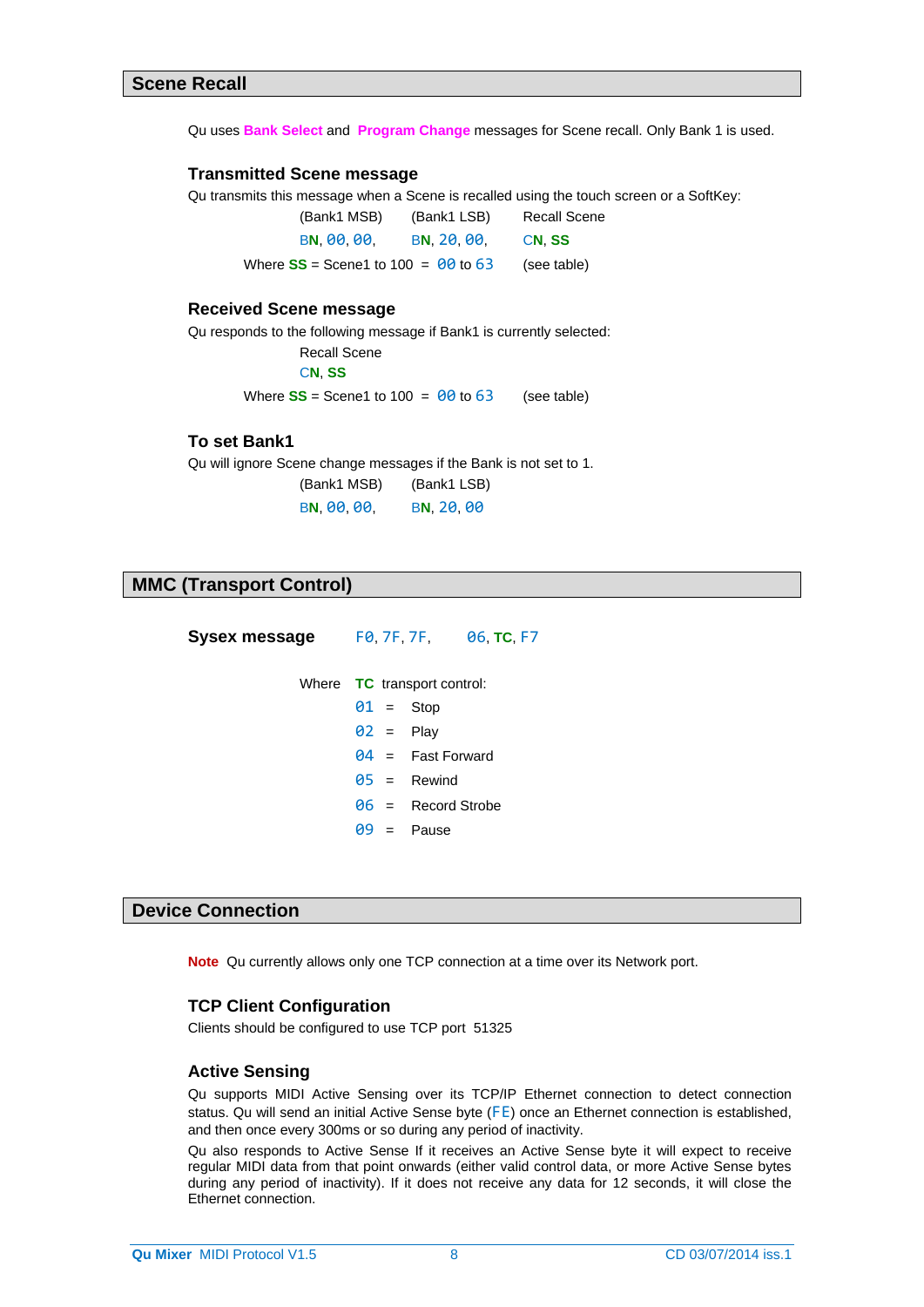## Scene Recall

Qu uses **Bank Select** and **Program Change** messages for Scene recall. Only Bank 1 is used.

### Transmitted Scene message

Qu transmits this message when a Scene is recalled using the touch screen or a SoftKey:

| (Bank1 MSB) | (Bank1 LSB) | Recall Scene |
|---|---|---|
| B**N**, 00, 00, | B**N**, 20, 00, | C**N**, **SS** |

Where **SS** = Scene1 to 100 = 00 to 63 (see table)

### Received Scene message

Qu responds to the following message if Bank1 is currently selected:

Recall Scene
C**N**, **SS**

Where **SS** = Scene1 to 100 = 00 to 63 (see table)

### To set Bank1

Qu will ignore Scene change messages if the Bank is not set to 1.

| (Bank1 MSB) | (Bank1 LSB) |
|---|---|
| B**N**, 00, 00, | B**N**, 20, 00 |

## MMC (Transport Control)

**Sysex message** F0, 7F, 7F, 06, **TC**, F7

Where **TC** transport control:

- 01 = Stop
- 02 = Play
- 04 = Fast Forward
- 05 = Rewind
- 06 = Record Strobe
- 09 = Pause

## Device Connection

**Note** Qu currently allows only one TCP connection at a time over its Network port.

### TCP Client Configuration

Clients should be configured to use TCP port 51325

### Active Sensing

Qu supports MIDI Active Sensing over its TCP/IP Ethernet connection to detect connection status. Qu will send an initial Active Sense byte (FE) once an Ethernet connection is established, and then once every 300ms or so during any period of inactivity.

Qu also responds to Active Sense If it receives an Active Sense byte it will expect to receive regular MIDI data from that point onwards (either valid control data, or more Active Sense bytes during any period of inactivity). If it does not receive any data for 12 seconds, it will close the Ethernet connection.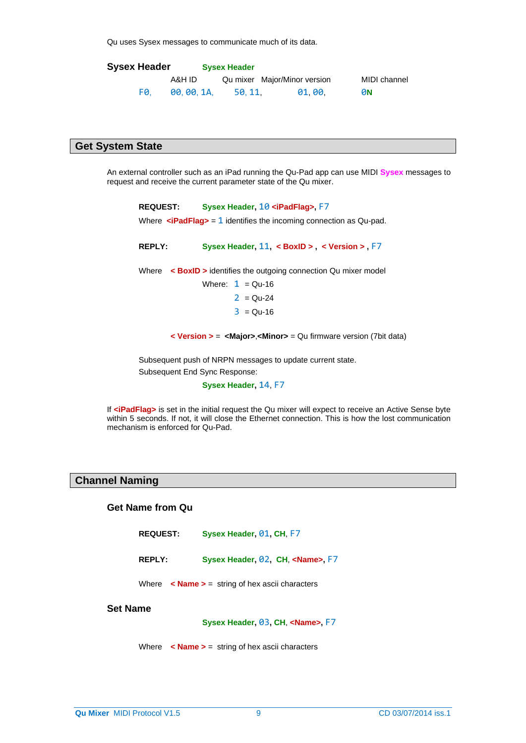Qu uses Sysex messages to communicate much of its data.

**Sysex Header**

| Sysex Header | A&H ID | Qu mixer | Major/Minor version | MIDI channel |
|---|---|---|---|---|
| F0, | 00, 00, 1A, | 50, 11, | 01, 00, | 0N |

## Get System State

An external controller such as an iPad running the Qu-Pad app can use MIDI Sysex messages to request and receive the current parameter state of the Qu mixer.

**REQUEST:** **Sysex Header**, 10 **<iPadFlag>**, F7

Where **<iPadFlag>** = 1 identifies the incoming connection as Qu-pad.

**REPLY:** **Sysex Header**, 11, **< BoxID >** , **< Version >** , F7

Where **< BoxID >** identifies the outgoing connection Qu mixer model

Where: 1 = Qu-16

2 = Qu-24

3 = Qu-16

**< Version >** = **<Major>**,**<Minor>** = Qu firmware version (7bit data)

Subsequent push of NRPN messages to update current state.

Subsequent End Sync Response:

**Sysex Header**, 14, F7

If **<iPadFlag>** is set in the initial request the Qu mixer will expect to receive an Active Sense byte within 5 seconds. If not, it will close the Ethernet connection. This is how the lost communication mechanism is enforced for Qu-Pad.

## Channel Naming

### Get Name from Qu

**REQUEST:** **Sysex Header**, 01, **CH**, F7

**REPLY:** **Sysex Header**, 02, **CH**, **<Name>**, F7

Where **< Name >** = string of hex ascii characters

### Set Name

**Sysex Header**, 03, **CH**, **<Name>**, F7

Where **< Name >** = string of hex ascii characters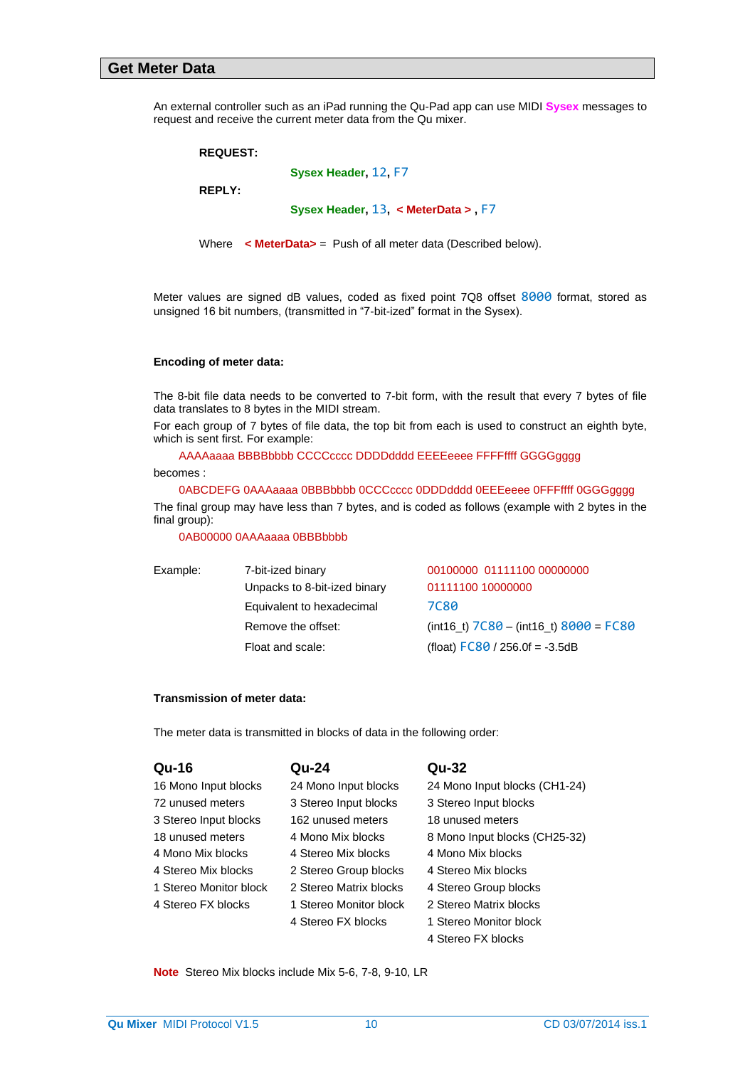## Get Meter Data

An external controller such as an iPad running the Qu-Pad app can use MIDI **Sysex** messages to request and receive the current meter data from the Qu mixer.

**REQUEST:**

**Sysex Header**, 12, F7

**REPLY:**

**Sysex Header**, 13, **< MeterData >** , F7

Where **< MeterData>** = Push of all meter data (Described below).

Meter values are signed dB values, coded as fixed point 7Q8 offset 8000 format, stored as unsigned 16 bit numbers, (transmitted in "7-bit-ized" format in the Sysex).

**Encoding of meter data:**

The 8-bit file data needs to be converted to 7-bit form, with the result that every 7 bytes of file data translates to 8 bytes in the MIDI stream.

For each group of 7 bytes of file data, the top bit from each is used to construct an eighth byte, which is sent first. For example:

AAAAaaaa BBBBbbbb CCCCcccc DDDDdddd EEEEeeee FFFFffff GGGGgggg

becomes :

0ABCDEFG 0AAAaaaa 0BBBbbbb 0CCCcccc 0DDDdddd 0EEEeeee 0FFFffff 0GGGgggg

The final group may have less than 7 bytes, and is coded as follows (example with 2 bytes in the final group):

0AB00000 0AAAaaaa 0BBBbbbb

| Example: | | |
|---|---|---|
| | 7-bit-ized binary | 00100000 01111100 00000000 |
| | Unpacks to 8-bit-ized binary | 01111100 10000000 |
| | Equivalent to hexadecimal | 7C80 |
| | Remove the offset: | (int16_t) 7C80 – (int16_t) 8000 = FC80 |
| | Float and scale: | (float) FC80 / 256.0f = -3.5dB |

**Transmission of meter data:**

The meter data is transmitted in blocks of data in the following order:

| Qu-16 | Qu-24 | Qu-32 |
|---|---|---|
| 16 Mono Input blocks | 24 Mono Input blocks | 24 Mono Input blocks (CH1-24) |
| 72 unused meters | 3 Stereo Input blocks | 3 Stereo Input blocks |
| 3 Stereo Input blocks | 162 unused meters | 18 unused meters |
| 18 unused meters | 4 Mono Mix blocks | 8 Mono Input blocks (CH25-32) |
| 4 Mono Mix blocks | 4 Stereo Mix blocks | 4 Mono Mix blocks |
| 4 Stereo Mix blocks | 2 Stereo Group blocks | 4 Stereo Mix blocks |
| 1 Stereo Monitor block | 2 Stereo Matrix blocks | 4 Stereo Group blocks |
| 4 Stereo FX blocks | 1 Stereo Monitor block | 2 Stereo Matrix blocks |
| | 4 Stereo FX blocks | 1 Stereo Monitor block |
| | | 4 Stereo FX blocks |

**Note** Stereo Mix blocks include Mix 5-6, 7-8, 9-10, LR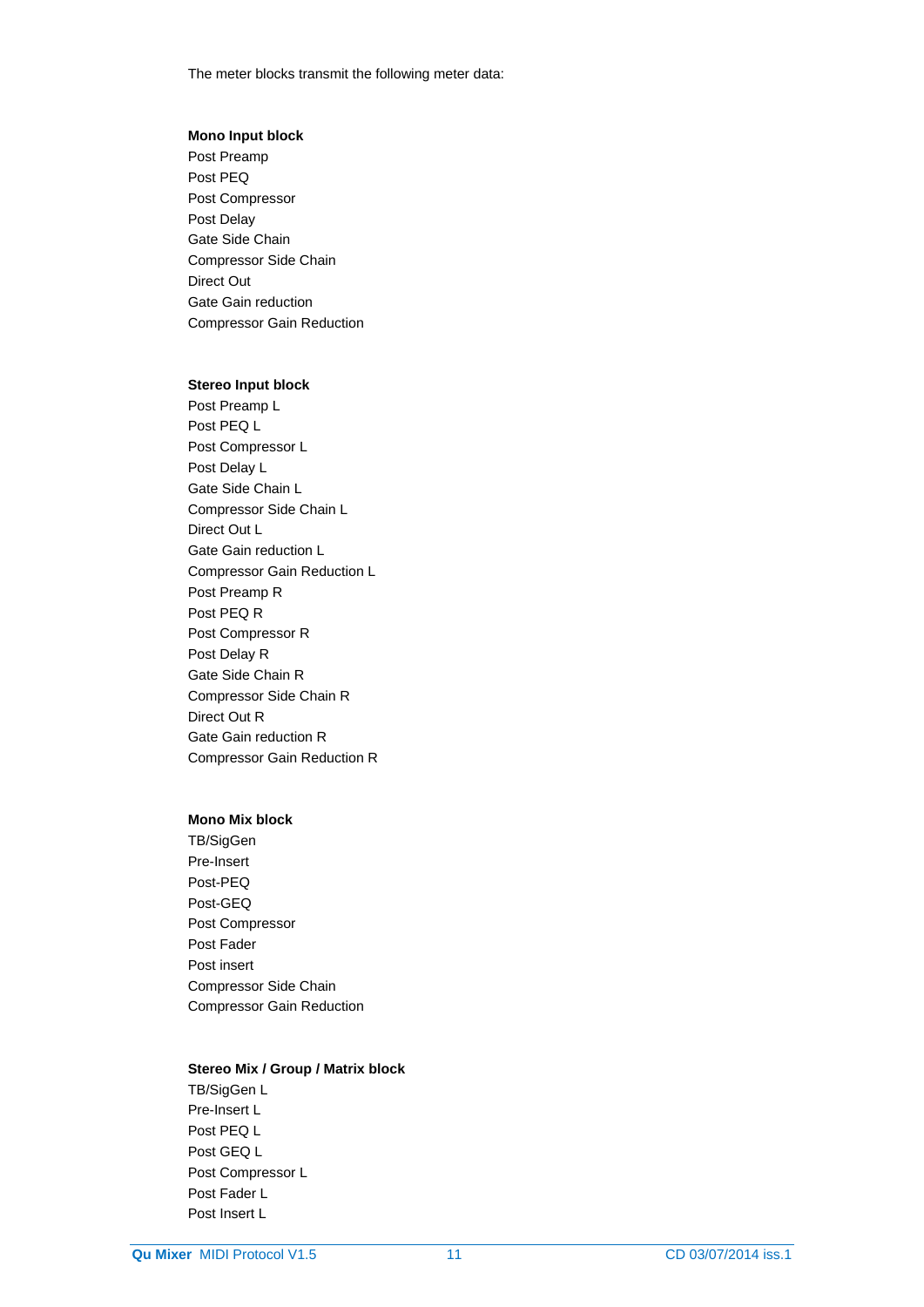The meter blocks transmit the following meter data:

**Mono Input block**

Post Preamp
Post PEQ
Post Compressor
Post Delay
Gate Side Chain
Compressor Side Chain
Direct Out
Gate Gain reduction
Compressor Gain Reduction

**Stereo Input block**

Post Preamp L
Post PEQ L
Post Compressor L
Post Delay L
Gate Side Chain L
Compressor Side Chain L
Direct Out L
Gate Gain reduction L
Compressor Gain Reduction L
Post Preamp R
Post PEQ R
Post Compressor R
Post Delay R
Gate Side Chain R
Compressor Side Chain R
Direct Out R
Gate Gain reduction R
Compressor Gain Reduction R

**Mono Mix block**

TB/SigGen
Pre-Insert
Post-PEQ
Post-GEQ
Post Compressor
Post Fader
Post insert
Compressor Side Chain
Compressor Gain Reduction

**Stereo Mix / Group / Matrix block**

TB/SigGen L
Pre-Insert L
Post PEQ L
Post GEQ L
Post Compressor L
Post Fader L
Post Insert L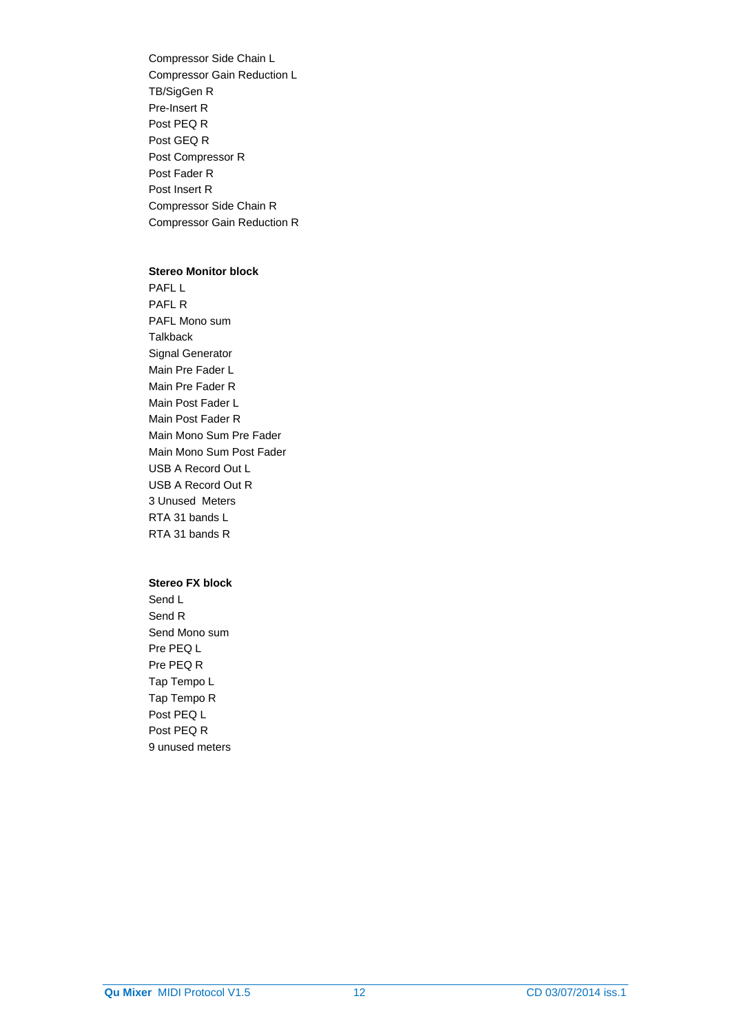Compressor Side Chain L
Compressor Gain Reduction L
TB/SigGen R
Pre-Insert R
Post PEQ R
Post GEQ R
Post Compressor R
Post Fader R
Post Insert R
Compressor Side Chain R
Compressor Gain Reduction R

**Stereo Monitor block**
PAFL L
PAFL R
PAFL Mono sum
Talkback
Signal Generator
Main Pre Fader L
Main Pre Fader R
Main Post Fader L
Main Post Fader R
Main Mono Sum Pre Fader
Main Mono Sum Post Fader
USB A Record Out L
USB A Record Out R
3 Unused Meters
RTA 31 bands L
RTA 31 bands R

**Stereo FX block**
Send L
Send R
Send Mono sum
Pre PEQ L
Pre PEQ R
Tap Tempo L
Tap Tempo R
Post PEQ L
Post PEQ R
9 unused meters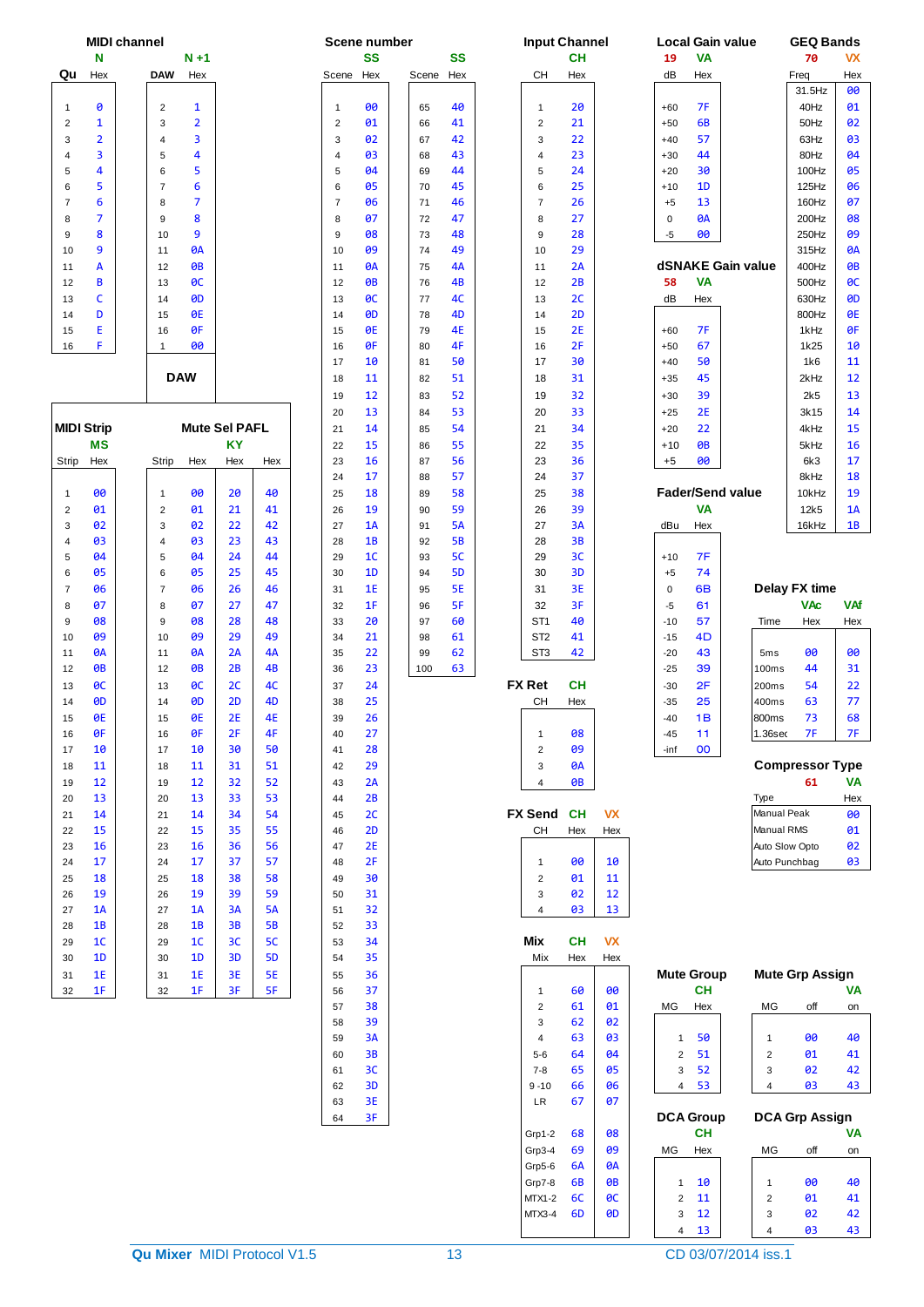## MIDI channel

**N** / **N +1**

| Qu | Hex | DAW | Hex |
|---|---|---|---|
| 1 | 0 | 2 | 1 |
| 2 | 1 | 3 | 2 |
| 3 | 2 | 4 | 3 |
| 4 | 3 | 5 | 4 |
| 5 | 4 | 6 | 5 |
| 6 | 5 | 7 | 6 |
| 7 | 6 | 8 | 7 |
| 8 | 7 | 9 | 8 |
| 9 | 8 | 10 | 9 |
| 10 | 9 | 11 | 0A |
| 11 | A | 12 | 0B |
| 12 | B | 13 | 0C |
| 13 | C | 14 | 0D |
| 14 | D | 15 | 0E |
| 15 | E | 16 | 0F |
| 16 | F | 1 | 00 |
| | | **DAW** | |

## MIDI Strip / Mute Sel PAFL

**MS** / **KY**

| Strip | Hex | Strip | Hex | Hex | Hex |
|---|---|---|---|---|---|
| 1 | 00 | 1 | 00 | 20 | 40 |
| 2 | 01 | 2 | 01 | 21 | 41 |
| 3 | 02 | 3 | 02 | 22 | 42 |
| 4 | 03 | 4 | 03 | 23 | 43 |
| 5 | 04 | 5 | 04 | 24 | 44 |
| 6 | 05 | 6 | 05 | 25 | 45 |
| 7 | 06 | 7 | 06 | 26 | 46 |
| 8 | 07 | 8 | 07 | 27 | 47 |
| 9 | 08 | 9 | 08 | 28 | 48 |
| 10 | 09 | 10 | 09 | 29 | 49 |
| 11 | 0A | 11 | 0A | 2A | 4A |
| 12 | 0B | 12 | 0B | 2B | 4B |
| 13 | 0C | 13 | 0C | 2C | 4C |
| 14 | 0D | 14 | 0D | 2D | 4D |
| 15 | 0E | 15 | 0E | 2E | 4E |
| 16 | 0F | 16 | 0F | 2F | 4F |
| 17 | 10 | 17 | 10 | 30 | 50 |
| 18 | 11 | 18 | 11 | 31 | 51 |
| 19 | 12 | 19 | 12 | 32 | 52 |
| 20 | 13 | 20 | 13 | 33 | 53 |
| 21 | 14 | 21 | 14 | 34 | 54 |
| 22 | 15 | 22 | 15 | 35 | 55 |
| 23 | 16 | 23 | 16 | 36 | 56 |
| 24 | 17 | 24 | 17 | 37 | 57 |
| 25 | 18 | 25 | 18 | 38 | 58 |
| 26 | 19 | 26 | 19 | 39 | 59 |
| 27 | 1A | 27 | 1A | 3A | 5A |
| 28 | 1B | 28 | 1B | 3B | 5B |
| 29 | 1C | 29 | 1C | 3C | 5C |
| 30 | 1D | 30 | 1D | 3D | 5D |
| 31 | 1E | 31 | 1E | 3E | 5E |
| 32 | 1F | 32 | 1F | 3F | 5F |

## Scene number

**SS** / **SS**

| Scene | Hex | Scene | Hex |
|---|---|---|---|
| 1 | 00 | 65 | 40 |
| 2 | 01 | 66 | 41 |
| 3 | 02 | 67 | 42 |
| 4 | 03 | 68 | 43 |
| 5 | 04 | 69 | 44 |
| 6 | 05 | 70 | 45 |
| 7 | 06 | 71 | 46 |
| 8 | 07 | 72 | 47 |
| 9 | 08 | 73 | 48 |
| 10 | 09 | 74 | 49 |
| 11 | 0A | 75 | 4A |
| 12 | 0B | 76 | 4B |
| 13 | 0C | 77 | 4C |
| 14 | 0D | 78 | 4D |
| 15 | 0E | 79 | 4E |
| 16 | 0F | 80 | 4F |
| 17 | 10 | 81 | 50 |
| 18 | 11 | 82 | 51 |
| 19 | 12 | 83 | 52 |
| 20 | 13 | 84 | 53 |
| 21 | 14 | 85 | 54 |
| 22 | 15 | 86 | 55 |
| 23 | 16 | 87 | 56 |
| 24 | 17 | 88 | 57 |
| 25 | 18 | 89 | 58 |
| 26 | 19 | 90 | 59 |
| 27 | 1A | 91 | 5A |
| 28 | 1B | 92 | 5B |
| 29 | 1C | 93 | 5C |
| 30 | 1D | 94 | 5D |
| 31 | 1E | 95 | 5E |
| 32 | 1F | 96 | 5F |
| 33 | 20 | 97 | 60 |
| 34 | 21 | 98 | 61 |
| 35 | 22 | 99 | 62 |
| 36 | 23 | 100 | 63 |
| 37 | 24 | | |
| 38 | 25 | | |
| 39 | 26 | | |
| 40 | 27 | | |
| 41 | 28 | | |
| 42 | 29 | | |
| 43 | 2A | | |
| 44 | 2B | | |
| 45 | 2C | | |
| 46 | 2D | | |
| 47 | 2E | | |
| 48 | 2F | | |
| 49 | 30 | | |
| 50 | 31 | | |
| 51 | 32 | | |
| 52 | 33 | | |
| 53 | 34 | | |
| 54 | 35 | | |
| 55 | 36 | | |
| 56 | 37 | | |
| 57 | 38 | | |
| 58 | 39 | | |
| 59 | 3A | | |
| 60 | 3B | | |
| 61 | 3C | | |
| 62 | 3D | | |
| 63 | 3E | | |
| 64 | 3F | | |

## Input Channel

**CH**

| CH | Hex |
|---|---|
| 1 | 20 |
| 2 | 21 |
| 3 | 22 |
| 4 | 23 |
| 5 | 24 |
| 6 | 25 |
| 7 | 26 |
| 8 | 27 |
| 9 | 28 |
| 10 | 29 |
| 11 | 2A |
| 12 | 2B |
| 13 | 2C |
| 14 | 2D |
| 15 | 2E |
| 16 | 2F |
| 17 | 30 |
| 18 | 31 |
| 19 | 32 |
| 20 | 33 |
| 21 | 34 |
| 22 | 35 |
| 23 | 36 |
| 24 | 37 |
| 25 | 38 |
| 26 | 39 |
| 27 | 3A |
| 28 | 3B |
| 29 | 3C |
| 30 | 3D |
| 31 | 3E |
| 32 | 3F |
| ST1 | 40 |
| ST2 | 41 |
| ST3 | 42 |

## FX Ret

**CH**

| CH | Hex |
|---|---|
| 1 | 08 |
| 2 | 09 |
| 3 | 0A |
| 4 | 0B |

## FX Send

**CH** / **VX**

| CH | Hex | Hex |
|---|---|---|
| 1 | 00 | 10 |
| 2 | 01 | 11 |
| 3 | 02 | 12 |
| 4 | 03 | 13 |

## Mix

**CH** / **VX**

| Mix | Hex | Hex |
|---|---|---|
| 1 | 60 | 00 |
| 2 | 61 | 01 |
| 3 | 62 | 02 |
| 4 | 63 | 03 |
| 5-6 | 64 | 04 |
| 7-8 | 65 | 05 |
| 9 -10 | 66 | 06 |
| LR | 67 | 07 |
| Grp1-2 | 68 | 08 |
| Grp3-4 | 69 | 09 |
| Grp5-6 | 6A | 0A |
| Grp7-8 | 6B | 0B |
| MTX1-2 | 6C | 0C |
| MTX3-4 | 6D | 0D |

## Local Gain value

**19** **VA**

| dB | Hex |
|---|---|
| +60 | 7F |
| +50 | 6B |
| +40 | 57 |
| +30 | 44 |
| +20 | 30 |
| +10 | 1D |
| +5 | 13 |
| 0 | 0A |
| -5 | 00 |

## dSNAKE Gain value

**58** **VA**

| dB | Hex |
|---|---|
| +60 | 7F |
| +50 | 67 |
| +40 | 50 |
| +35 | 45 |
| +30 | 39 |
| +25 | 2E |
| +20 | 22 |
| +10 | 0B |
| +5 | 00 |

## Fader/Send value

**VA**

| dBu | Hex |
|---|---|
| +10 | 7F |
| +5 | 74 |
| 0 | 6B |
| -5 | 61 |
| -10 | 57 |
| -15 | 4D |
| -20 | 43 |
| -25 | 39 |
| -30 | 2F |
| -35 | 25 |
| -40 | 1B |
| -45 | 11 |
| -inf | 00 |

## GEQ Bands

**70** **VX**

| Freq | Hex |
|---|---|
| 31.5Hz | 00 |
| 40Hz | 01 |
| 50Hz | 02 |
| 63Hz | 03 |
| 80Hz | 04 |
| 100Hz | 05 |
| 125Hz | 06 |
| 160Hz | 07 |
| 200Hz | 08 |
| 250Hz | 09 |
| 315Hz | 0A |
| 400Hz | 0B |
| 500Hz | 0C |
| 630Hz | 0D |
| 800Hz | 0E |
| 1kHz | 0F |
| 1k25 | 10 |
| 1k6 | 11 |
| 2kHz | 12 |
| 2k5 | 13 |
| 3k15 | 14 |
| 4kHz | 15 |
| 5kHz | 16 |
| 6k3 | 17 |
| 8kHz | 18 |
| 10kHz | 19 |
| 12k5 | 1A |
| 16kHz | 1B |

## Delay FX time

**VAc** / **VAf**

| Time | Hex | Hex |
|---|---|---|
| 5ms | 00 | 00 |
| 100ms | 44 | 31 |
| 200ms | 54 | 22 |
| 400ms | 63 | 77 |
| 800ms | 73 | 68 |
| 1.36sec | 7F | 7F |

## Compressor Type

**61** **VA**

| Type | Hex |
|---|---|
| Manual Peak | 00 |
| Manual RMS | 01 |
| Auto Slow Opto | 02 |
| Auto Punchbag | 03 |

## Mute Group

**CH**

| MG | Hex |
|---|---|
| 1 | 50 |
| 2 | 51 |
| 3 | 52 |
| 4 | 53 |

## Mute Grp Assign

**VA**

| MG | off | on |
|---|---|---|
| 1 | 00 | 40 |
| 2 | 01 | 41 |
| 3 | 02 | 42 |
| 4 | 03 | 43 |

## DCA Group

**CH**

| MG | Hex |
|---|---|
| 1 | 10 |
| 2 | 11 |
| 3 | 12 |
| 4 | 13 |

## DCA Grp Assign

**VA**

| MG | off | on |
|---|---|---|
| 1 | 00 | 40 |
| 2 | 01 | 41 |
| 3 | 02 | 42 |
| 4 | 03 | 43 |